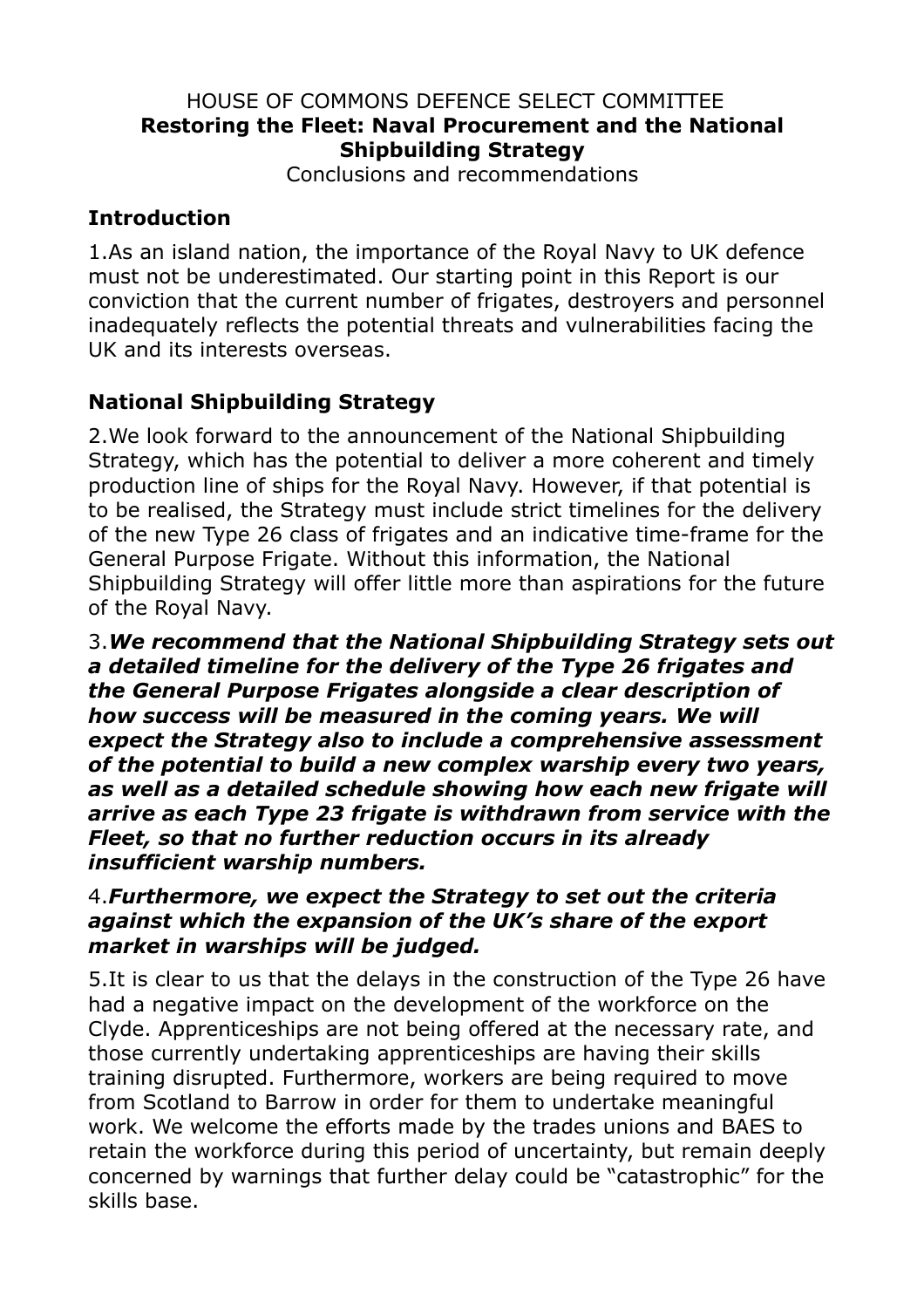HOUSE OF COMMONS DEFENCE SELECT COMMITTEE

# Restoring the Fleet: Naval Procurement and the National Shipbuilding Strategy

Conclusions and recommendations

## Introduction

1.As an island nation, the importance of the Royal Navy to UK defence must not be underestimated. Our starting point in this Report is our conviction that the current number of frigates, destroyers and personnel inadequately reflects the potential threats and vulnerabilities facing the UK and its interests overseas.

## National Shipbuilding Strategy

2.We look forward to the announcement of the National Shipbuilding Strategy, which has the potential to deliver a more coherent and timely production line of ships for the Royal Navy. However, if that potential is to be realised, the Strategy must include strict timelines for the delivery of the new Type 26 class of frigates and an indicative time-frame for the General Purpose Frigate. Without this information, the National Shipbuilding Strategy will offer little more than aspirations for the future of the Royal Navy.

3.***We recommend that the National Shipbuilding Strategy sets out a detailed timeline for the delivery of the Type 26 frigates and the General Purpose Frigates alongside a clear description of how success will be measured in the coming years. We will expect the Strategy also to include a comprehensive assessment of the potential to build a new complex warship every two years, as well as a detailed schedule showing how each new frigate will arrive as each Type 23 frigate is withdrawn from service with the Fleet, so that no further reduction occurs in its already insufficient warship numbers.***

4.***Furthermore, we expect the Strategy to set out the criteria against which the expansion of the UK's share of the export market in warships will be judged.***

5.It is clear to us that the delays in the construction of the Type 26 have had a negative impact on the development of the workforce on the Clyde. Apprenticeships are not being offered at the necessary rate, and those currently undertaking apprenticeships are having their skills training disrupted. Furthermore, workers are being required to move from Scotland to Barrow in order for them to undertake meaningful work. We welcome the efforts made by the trades unions and BAES to retain the workforce during this period of uncertainty, but remain deeply concerned by warnings that further delay could be "catastrophic" for the skills base.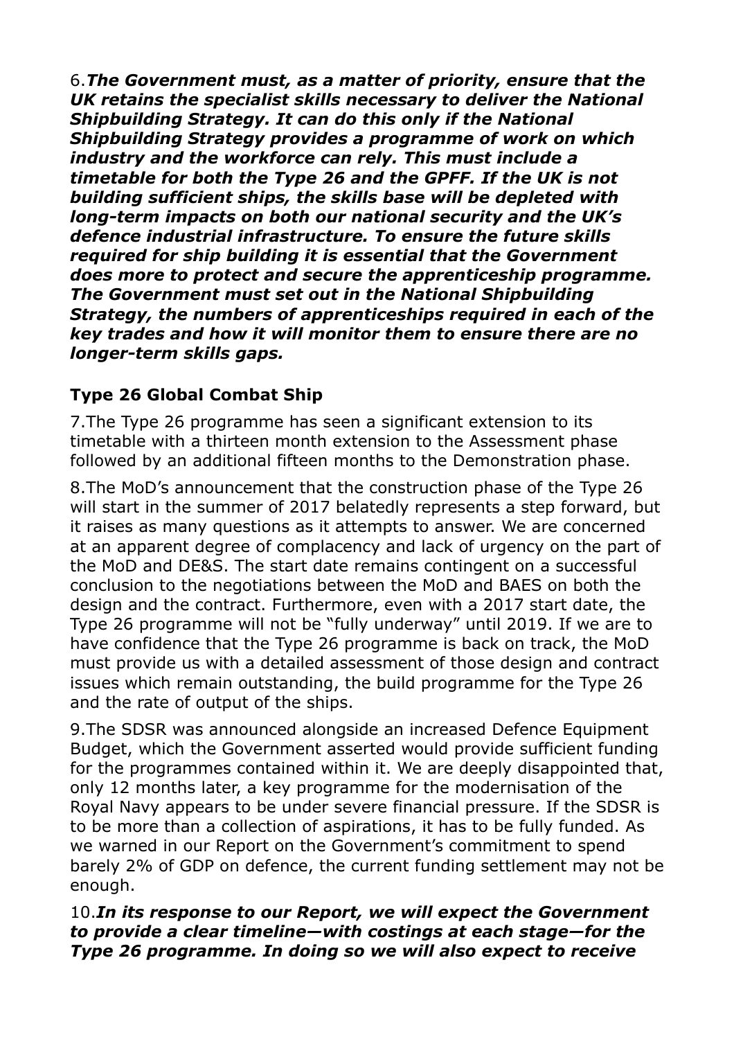6.***The Government must, as a matter of priority, ensure that the UK retains the specialist skills necessary to deliver the National Shipbuilding Strategy. It can do this only if the National Shipbuilding Strategy provides a programme of work on which industry and the workforce can rely. This must include a timetable for both the Type 26 and the GPFF. If the UK is not building sufficient ships, the skills base will be depleted with long-term impacts on both our national security and the UK's defence industrial infrastructure. To ensure the future skills required for ship building it is essential that the Government does more to protect and secure the apprenticeship programme. The Government must set out in the National Shipbuilding Strategy, the numbers of apprenticeships required in each of the key trades and how it will monitor them to ensure there are no longer-term skills gaps.***

## Type 26 Global Combat Ship

7.The Type 26 programme has seen a significant extension to its timetable with a thirteen month extension to the Assessment phase followed by an additional fifteen months to the Demonstration phase.

8.The MoD's announcement that the construction phase of the Type 26 will start in the summer of 2017 belatedly represents a step forward, but it raises as many questions as it attempts to answer. We are concerned at an apparent degree of complacency and lack of urgency on the part of the MoD and DE&S. The start date remains contingent on a successful conclusion to the negotiations between the MoD and BAES on both the design and the contract. Furthermore, even with a 2017 start date, the Type 26 programme will not be "fully underway" until 2019. If we are to have confidence that the Type 26 programme is back on track, the MoD must provide us with a detailed assessment of those design and contract issues which remain outstanding, the build programme for the Type 26 and the rate of output of the ships.

9.The SDSR was announced alongside an increased Defence Equipment Budget, which the Government asserted would provide sufficient funding for the programmes contained within it. We are deeply disappointed that, only 12 months later, a key programme for the modernisation of the Royal Navy appears to be under severe financial pressure. If the SDSR is to be more than a collection of aspirations, it has to be fully funded. As we warned in our Report on the Government's commitment to spend barely 2% of GDP on defence, the current funding settlement may not be enough.

10.***In its response to our Report, we will expect the Government to provide a clear timeline—with costings at each stage—for the Type 26 programme. In doing so we will also expect to receive***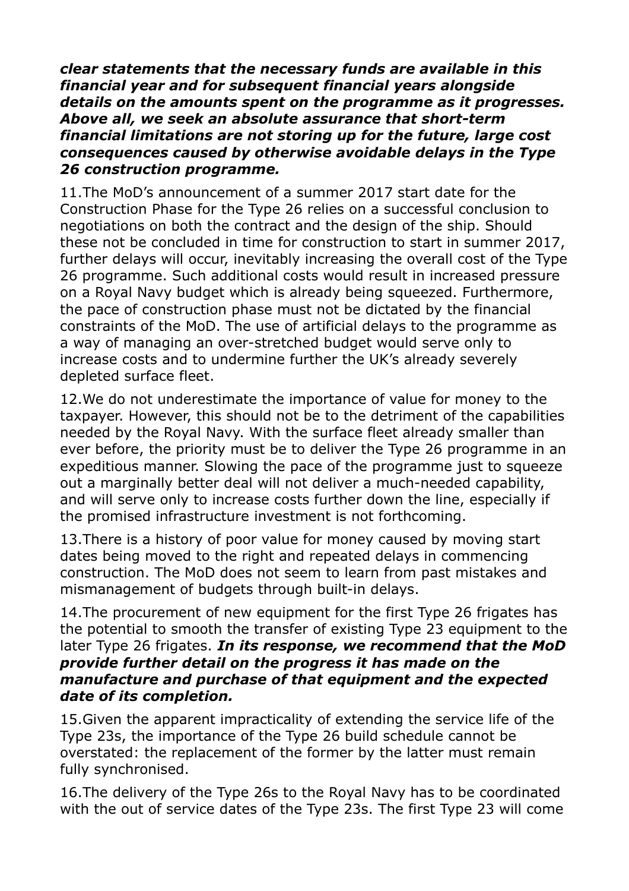***clear statements that the necessary funds are available in this financial year and for subsequent financial years alongside details on the amounts spent on the programme as it progresses. Above all, we seek an absolute assurance that short-term financial limitations are not storing up for the future, large cost consequences caused by otherwise avoidable delays in the Type 26 construction programme.***

11.The MoD's announcement of a summer 2017 start date for the Construction Phase for the Type 26 relies on a successful conclusion to negotiations on both the contract and the design of the ship. Should these not be concluded in time for construction to start in summer 2017, further delays will occur, inevitably increasing the overall cost of the Type 26 programme. Such additional costs would result in increased pressure on a Royal Navy budget which is already being squeezed. Furthermore, the pace of construction phase must not be dictated by the financial constraints of the MoD. The use of artificial delays to the programme as a way of managing an over-stretched budget would serve only to increase costs and to undermine further the UK's already severely depleted surface fleet.

12.We do not underestimate the importance of value for money to the taxpayer. However, this should not be to the detriment of the capabilities needed by the Royal Navy. With the surface fleet already smaller than ever before, the priority must be to deliver the Type 26 programme in an expeditious manner. Slowing the pace of the programme just to squeeze out a marginally better deal will not deliver a much-needed capability, and will serve only to increase costs further down the line, especially if the promised infrastructure investment is not forthcoming.

13.There is a history of poor value for money caused by moving start dates being moved to the right and repeated delays in commencing construction. The MoD does not seem to learn from past mistakes and mismanagement of budgets through built-in delays.

14.The procurement of new equipment for the first Type 26 frigates has the potential to smooth the transfer of existing Type 23 equipment to the later Type 26 frigates. ***In its response, we recommend that the MoD provide further detail on the progress it has made on the manufacture and purchase of that equipment and the expected date of its completion.***

15.Given the apparent impracticality of extending the service life of the Type 23s, the importance of the Type 26 build schedule cannot be overstated: the replacement of the former by the latter must remain fully synchronised.

16.The delivery of the Type 26s to the Royal Navy has to be coordinated with the out of service dates of the Type 23s. The first Type 23 will come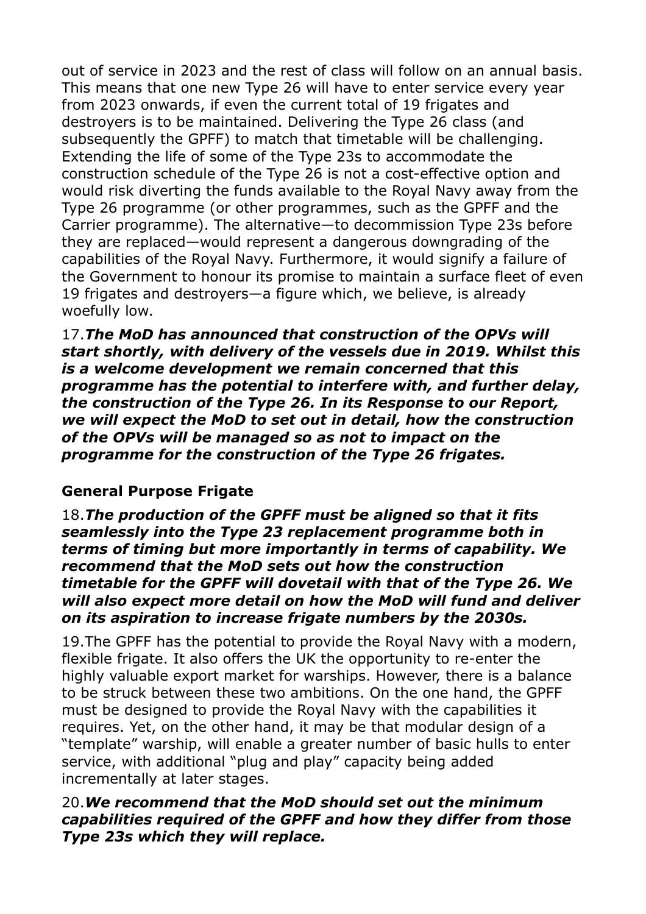out of service in 2023 and the rest of class will follow on an annual basis. This means that one new Type 26 will have to enter service every year from 2023 onwards, if even the current total of 19 frigates and destroyers is to be maintained. Delivering the Type 26 class (and subsequently the GPFF) to match that timetable will be challenging. Extending the life of some of the Type 23s to accommodate the construction schedule of the Type 26 is not a cost-effective option and would risk diverting the funds available to the Royal Navy away from the Type 26 programme (or other programmes, such as the GPFF and the Carrier programme). The alternative—to decommission Type 23s before they are replaced—would represent a dangerous downgrading of the capabilities of the Royal Navy. Furthermore, it would signify a failure of the Government to honour its promise to maintain a surface fleet of even 19 frigates and destroyers—a figure which, we believe, is already woefully low.

17.***The MoD has announced that construction of the OPVs will start shortly, with delivery of the vessels due in 2019. Whilst this is a welcome development we remain concerned that this programme has the potential to interfere with, and further delay, the construction of the Type 26. In its Response to our Report, we will expect the MoD to set out in detail, how the construction of the OPVs will be managed so as not to impact on the programme for the construction of the Type 26 frigates.***

### General Purpose Frigate

18.***The production of the GPFF must be aligned so that it fits seamlessly into the Type 23 replacement programme both in terms of timing but more importantly in terms of capability. We recommend that the MoD sets out how the construction timetable for the GPFF will dovetail with that of the Type 26. We will also expect more detail on how the MoD will fund and deliver on its aspiration to increase frigate numbers by the 2030s.***

19.The GPFF has the potential to provide the Royal Navy with a modern, flexible frigate. It also offers the UK the opportunity to re-enter the highly valuable export market for warships. However, there is a balance to be struck between these two ambitions. On the one hand, the GPFF must be designed to provide the Royal Navy with the capabilities it requires. Yet, on the other hand, it may be that modular design of a "template" warship, will enable a greater number of basic hulls to enter service, with additional "plug and play" capacity being added incrementally at later stages.

20.***We recommend that the MoD should set out the minimum capabilities required of the GPFF and how they differ from those Type 23s which they will replace.***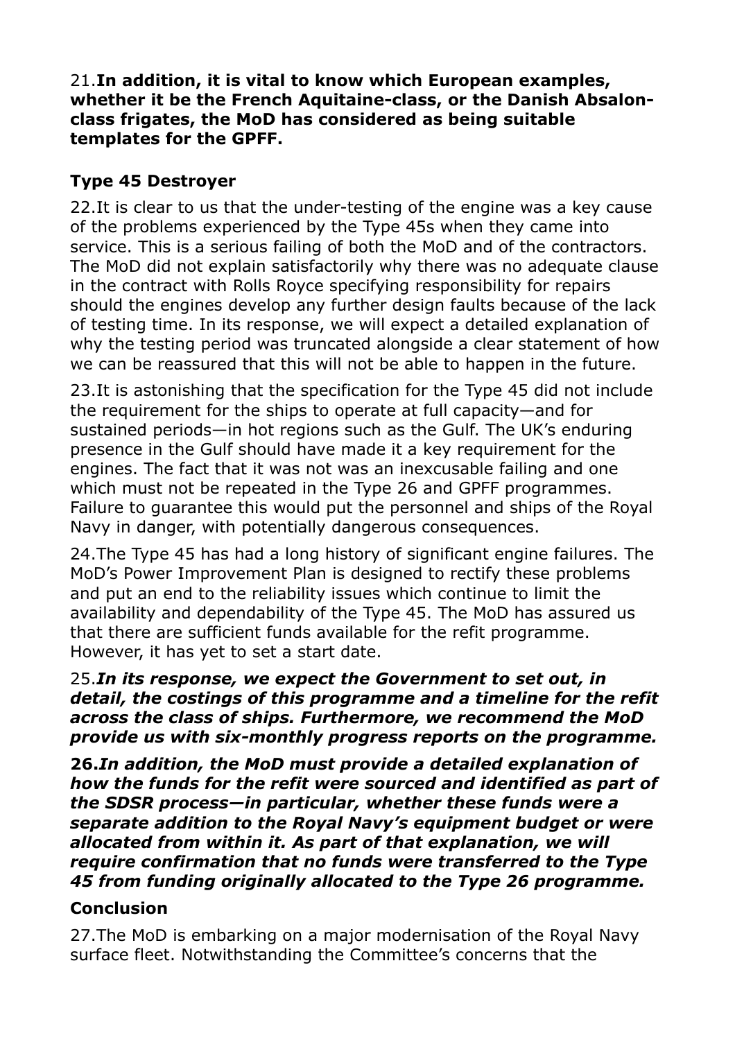21.**In addition, it is vital to know which European examples, whether it be the French Aquitaine-class, or the Danish Absalon-class frigates, the MoD has considered as being suitable templates for the GPFF.**

### Type 45 Destroyer

22.It is clear to us that the under-testing of the engine was a key cause of the problems experienced by the Type 45s when they came into service. This is a serious failing of both the MoD and of the contractors. The MoD did not explain satisfactorily why there was no adequate clause in the contract with Rolls Royce specifying responsibility for repairs should the engines develop any further design faults because of the lack of testing time. In its response, we will expect a detailed explanation of why the testing period was truncated alongside a clear statement of how we can be reassured that this will not be able to happen in the future.

23.It is astonishing that the specification for the Type 45 did not include the requirement for the ships to operate at full capacity—and for sustained periods—in hot regions such as the Gulf. The UK's enduring presence in the Gulf should have made it a key requirement for the engines. The fact that it was not was an inexcusable failing and one which must not be repeated in the Type 26 and GPFF programmes. Failure to guarantee this would put the personnel and ships of the Royal Navy in danger, with potentially dangerous consequences.

24.The Type 45 has had a long history of significant engine failures. The MoD's Power Improvement Plan is designed to rectify these problems and put an end to the reliability issues which continue to limit the availability and dependability of the Type 45. The MoD has assured us that there are sufficient funds available for the refit programme. However, it has yet to set a start date.

25.***In its response, we expect the Government to set out, in detail, the costings of this programme and a timeline for the refit across the class of ships. Furthermore, we recommend the MoD provide us with six-monthly progress reports on the programme.***

**26.*In addition, the MoD must provide a detailed explanation of how the funds for the refit were sourced and identified as part of the SDSR process—in particular, whether these funds were a separate addition to the Royal Navy's equipment budget or were allocated from within it. As part of that explanation, we will require confirmation that no funds were transferred to the Type 45 from funding originally allocated to the Type 26 programme.***

### Conclusion

27.The MoD is embarking on a major modernisation of the Royal Navy surface fleet. Notwithstanding the Committee's concerns that the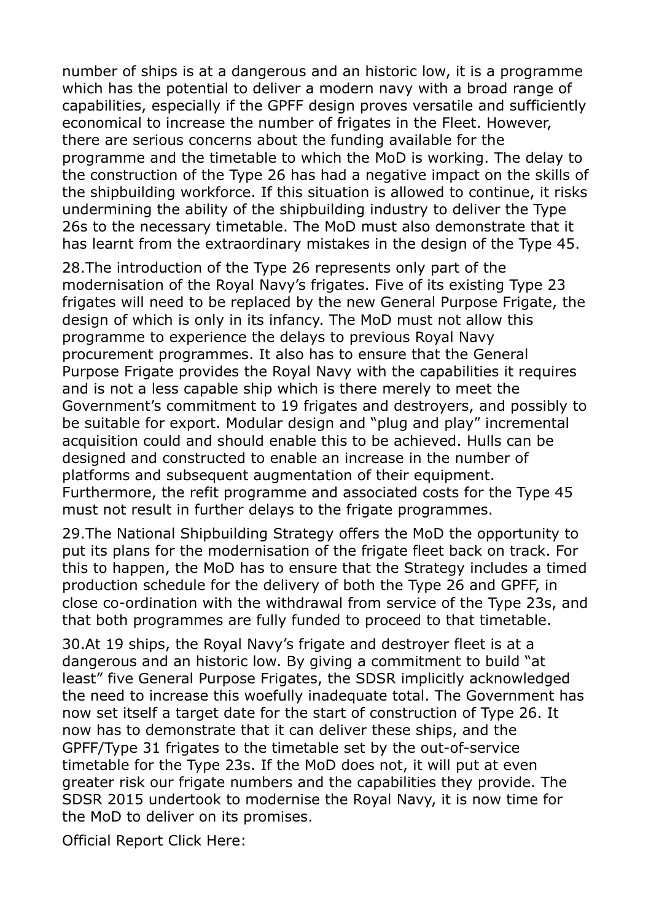number of ships is at a dangerous and an historic low, it is a programme which has the potential to deliver a modern navy with a broad range of capabilities, especially if the GPFF design proves versatile and sufficiently economical to increase the number of frigates in the Fleet. However, there are serious concerns about the funding available for the programme and the timetable to which the MoD is working. The delay to the construction of the Type 26 has had a negative impact on the skills of the shipbuilding workforce. If this situation is allowed to continue, it risks undermining the ability of the shipbuilding industry to deliver the Type 26s to the necessary timetable. The MoD must also demonstrate that it has learnt from the extraordinary mistakes in the design of the Type 45.

28.The introduction of the Type 26 represents only part of the modernisation of the Royal Navy's frigates. Five of its existing Type 23 frigates will need to be replaced by the new General Purpose Frigate, the design of which is only in its infancy. The MoD must not allow this programme to experience the delays to previous Royal Navy procurement programmes. It also has to ensure that the General Purpose Frigate provides the Royal Navy with the capabilities it requires and is not a less capable ship which is there merely to meet the Government's commitment to 19 frigates and destroyers, and possibly to be suitable for export. Modular design and "plug and play" incremental acquisition could and should enable this to be achieved. Hulls can be designed and constructed to enable an increase in the number of platforms and subsequent augmentation of their equipment. Furthermore, the refit programme and associated costs for the Type 45 must not result in further delays to the frigate programmes.

29.The National Shipbuilding Strategy offers the MoD the opportunity to put its plans for the modernisation of the frigate fleet back on track. For this to happen, the MoD has to ensure that the Strategy includes a timed production schedule for the delivery of both the Type 26 and GPFF, in close co-ordination with the withdrawal from service of the Type 23s, and that both programmes are fully funded to proceed to that timetable.

30.At 19 ships, the Royal Navy's frigate and destroyer fleet is at a dangerous and an historic low. By giving a commitment to build "at least" five General Purpose Frigates, the SDSR implicitly acknowledged the need to increase this woefully inadequate total. The Government has now set itself a target date for the start of construction of Type 26. It now has to demonstrate that it can deliver these ships, and the GPFF/Type 31 frigates to the timetable set by the out-of-service timetable for the Type 23s. If the MoD does not, it will put at even greater risk our frigate numbers and the capabilities they provide. The SDSR 2015 undertook to modernise the Royal Navy, it is now time for the MoD to deliver on its promises.

Official Report Click Here: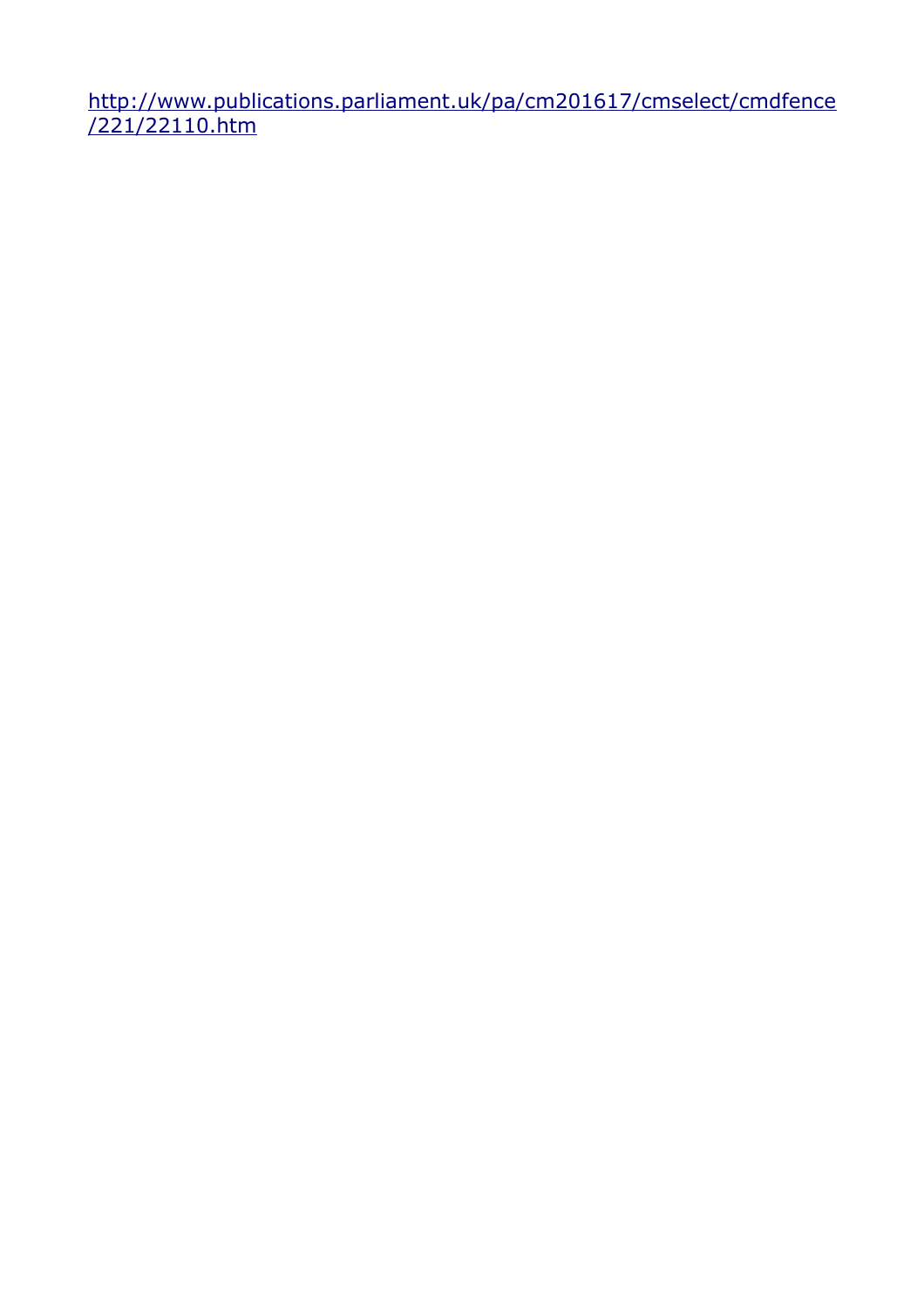http://www.publications.parliament.uk/pa/cm201617/cmselect/cmdfence/221/22110.htm